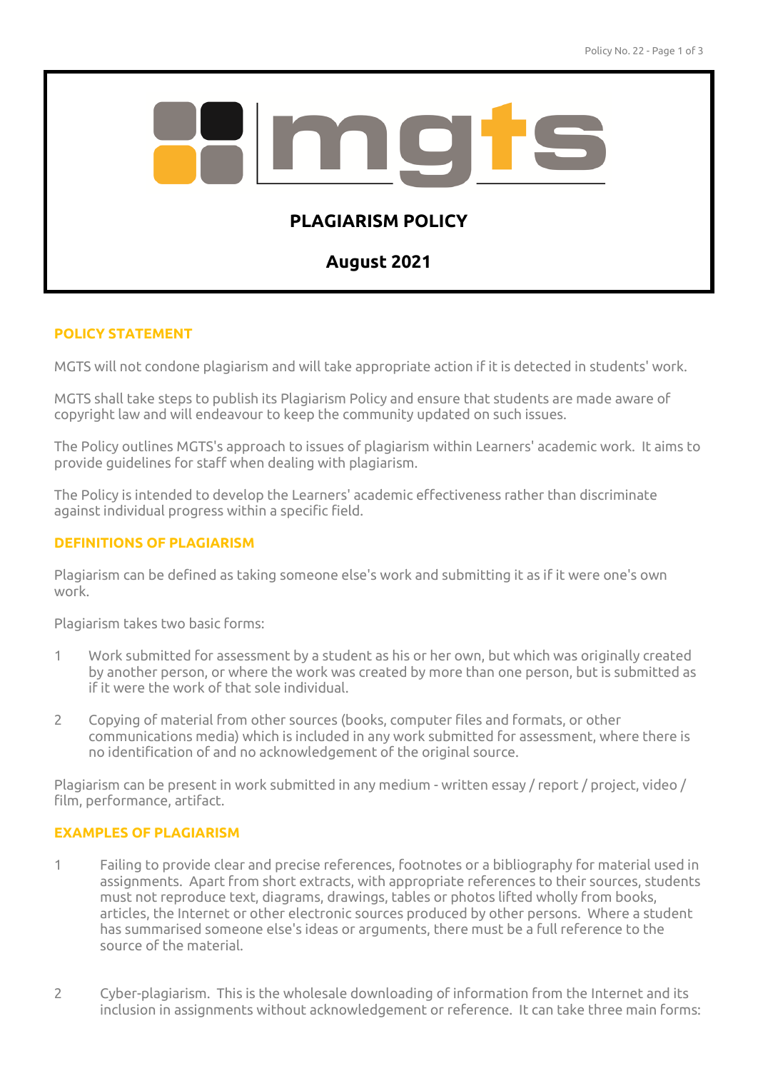# PLAGIARISM POLICY

**August 2021**

## POLICY STATEMENT

MGTS will not condone plagiarism and will take appropriate action if it is detected in students' work.

MGTS shall take steps to publish its Plagiarism Policy and ensure that students are made aware of copyright law and will endeavour to keep the community updated on such issues.

The Policy outlines MGTS's approach to issues of plagiarism within Learners' academic work. It aims to provide guidelines for staff when dealing with plagiarism.

The Policy is intended to develop the Learners' academic effectiveness rather than discriminate against individual progress within a specific field.

## DEFINITIONS OF PLAGIARISM

Plagiarism can be defined as taking someone else's work and submitting it as if it were one's own work.

Plagiarism takes two basic forms:

1. Work submitted for assessment by a student as his or her own, but which was originally created by another person, or where the work was created by more than one person, but is submitted as if it were the work of that sole individual.

2. Copying of material from other sources (books, computer files and formats, or other communications media) which is included in any work submitted for assessment, where there is no identification of and no acknowledgement of the original source.

Plagiarism can be present in work submitted in any medium - written essay / report / project, video / film, performance, artifact.

## EXAMPLES OF PLAGIARISM

1. Failing to provide clear and precise references, footnotes or a bibliography for material used in assignments. Apart from short extracts, with appropriate references to their sources, students must not reproduce text, diagrams, drawings, tables or photos lifted wholly from books, articles, the Internet or other electronic sources produced by other persons. Where a student has summarised someone else's ideas or arguments, there must be a full reference to the source of the material.

2. Cyber-plagiarism. This is the wholesale downloading of information from the Internet and its inclusion in assignments without acknowledgement or reference. It can take three main forms: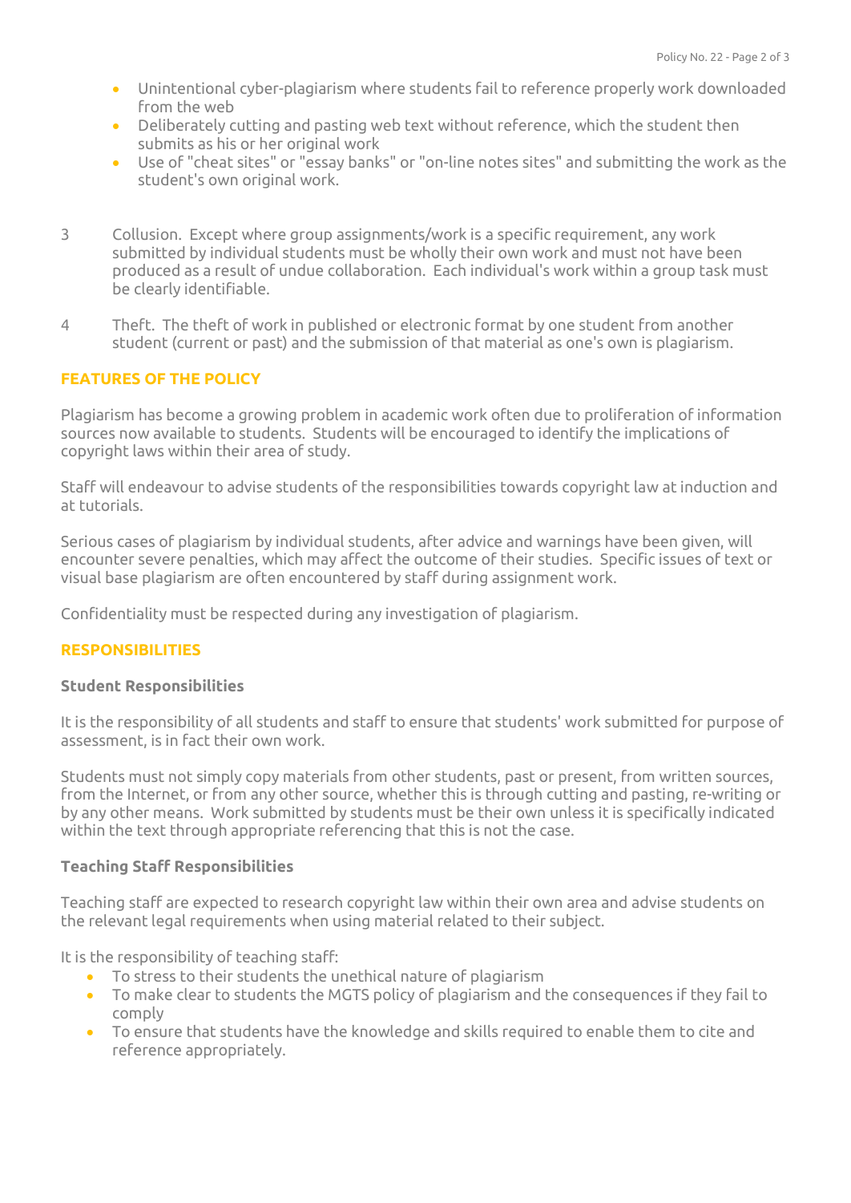- Unintentional cyber-plagiarism where students fail to reference properly work downloaded from the web
- Deliberately cutting and pasting web text without reference, which the student then submits as his or her original work
- Use of "cheat sites" or "essay banks" or "on-line notes sites" and submitting the work as the student's own original work.

3 Collusion. Except where group assignments/work is a specific requirement, any work submitted by individual students must be wholly their own work and must not have been produced as a result of undue collaboration. Each individual's work within a group task must be clearly identifiable.

4 Theft. The theft of work in published or electronic format by one student from another student (current or past) and the submission of that material as one's own is plagiarism.

## FEATURES OF THE POLICY

Plagiarism has become a growing problem in academic work often due to proliferation of information sources now available to students. Students will be encouraged to identify the implications of copyright laws within their area of study.

Staff will endeavour to advise students of the responsibilities towards copyright law at induction and at tutorials.

Serious cases of plagiarism by individual students, after advice and warnings have been given, will encounter severe penalties, which may affect the outcome of their studies. Specific issues of text or visual base plagiarism are often encountered by staff during assignment work.

Confidentiality must be respected during any investigation of plagiarism.

## RESPONSIBILITIES

### Student Responsibilities

It is the responsibility of all students and staff to ensure that students' work submitted for purpose of assessment, is in fact their own work.

Students must not simply copy materials from other students, past or present, from written sources, from the Internet, or from any other source, whether this is through cutting and pasting, re-writing or by any other means. Work submitted by students must be their own unless it is specifically indicated within the text through appropriate referencing that this is not the case.

### Teaching Staff Responsibilities

Teaching staff are expected to research copyright law within their own area and advise students on the relevant legal requirements when using material related to their subject.

It is the responsibility of teaching staff:

- To stress to their students the unethical nature of plagiarism
- To make clear to students the MGTS policy of plagiarism and the consequences if they fail to comply
- To ensure that students have the knowledge and skills required to enable them to cite and reference appropriately.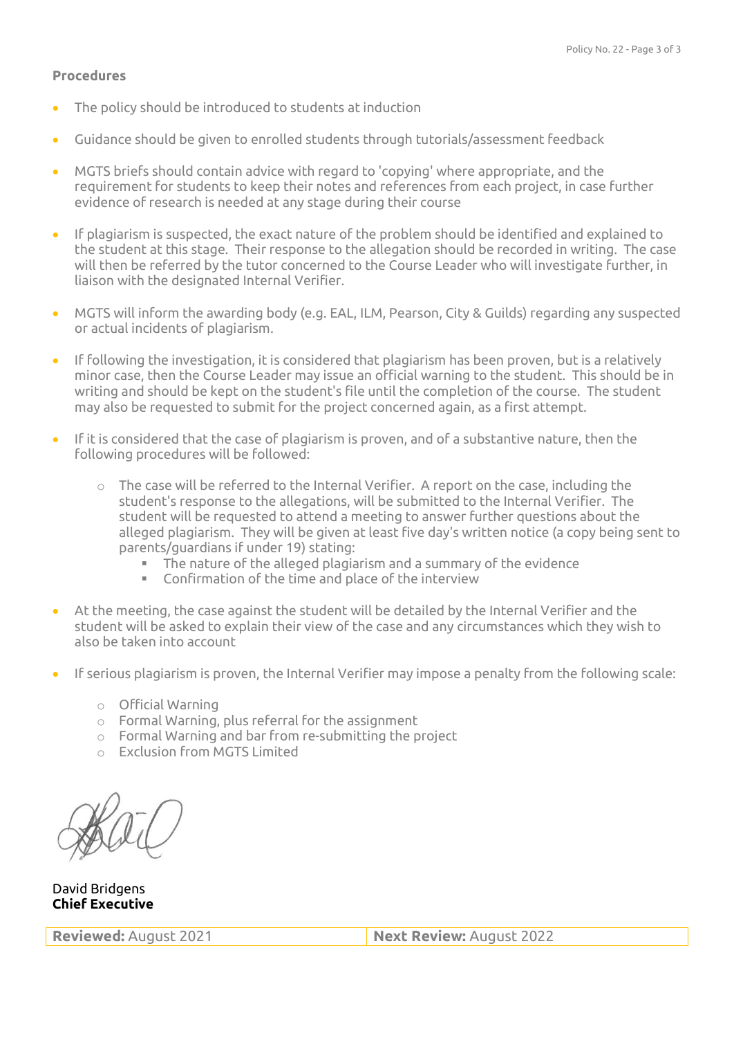## Procedures

- The policy should be introduced to students at induction
- Guidance should be given to enrolled students through tutorials/assessment feedback
- MGTS briefs should contain advice with regard to 'copying' where appropriate, and the requirement for students to keep their notes and references from each project, in case further evidence of research is needed at any stage during their course
- If plagiarism is suspected, the exact nature of the problem should be identified and explained to the student at this stage. Their response to the allegation should be recorded in writing. The case will then be referred by the tutor concerned to the Course Leader who will investigate further, in liaison with the designated Internal Verifier.
- MGTS will inform the awarding body (e.g. EAL, ILM, Pearson, City & Guilds) regarding any suspected or actual incidents of plagiarism.
- If following the investigation, it is considered that plagiarism has been proven, but is a relatively minor case, then the Course Leader may issue an official warning to the student. This should be in writing and should be kept on the student's file until the completion of the course. The student may also be requested to submit for the project concerned again, as a first attempt.
- If it is considered that the case of plagiarism is proven, and of a substantive nature, then the following procedures will be followed:
  - The case will be referred to the Internal Verifier. A report on the case, including the student's response to the allegations, will be submitted to the Internal Verifier. The student will be requested to attend a meeting to answer further questions about the alleged plagiarism. They will be given at least five day's written notice (a copy being sent to parents/guardians if under 19) stating:
    - The nature of the alleged plagiarism and a summary of the evidence
    - Confirmation of the time and place of the interview
- At the meeting, the case against the student will be detailed by the Internal Verifier and the student will be asked to explain their view of the case and any circumstances which they wish to also be taken into account
- If serious plagiarism is proven, the Internal Verifier may impose a penalty from the following scale:
  - Official Warning
  - Formal Warning, plus referral for the assignment
  - Formal Warning and bar from re-submitting the project
  - Exclusion from MGTS Limited

David Bridgens
**Chief Executive**

| **Reviewed:** August 2021 | **Next Review:** August 2022 |
|---|---|